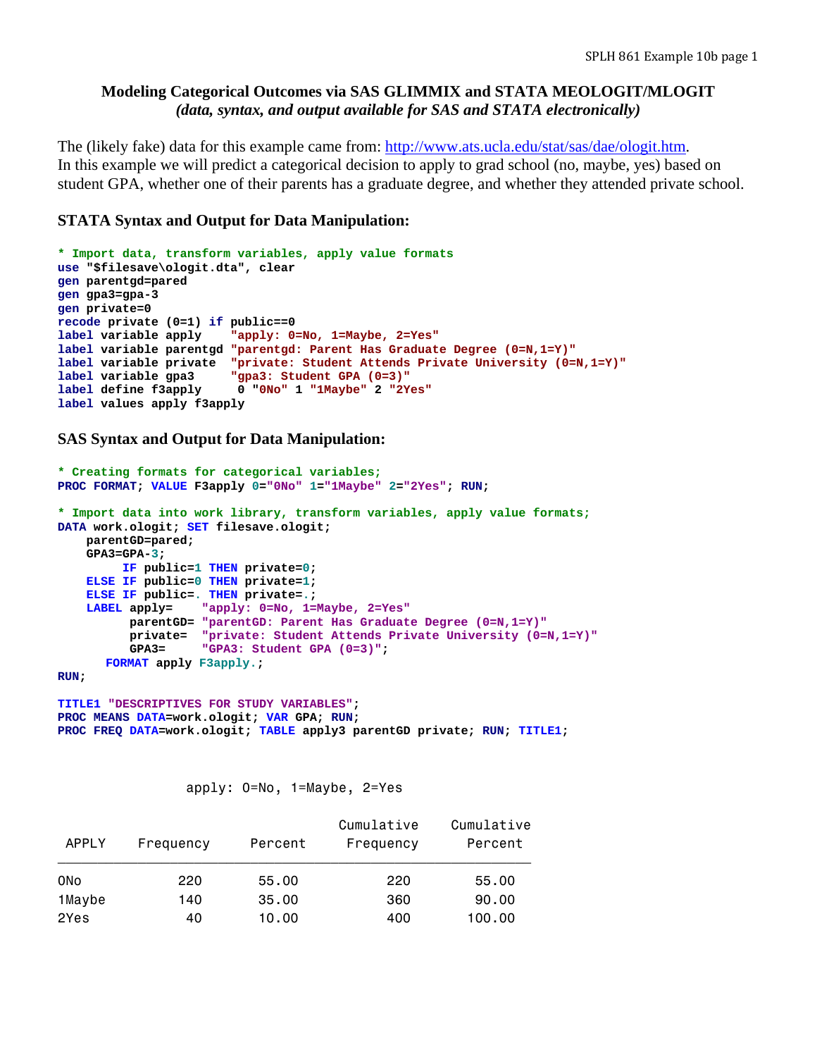### Modeling Categorical Outcomes via SAS GLIMMIX and STATA MEOLOGIT/MLOGIT
***(data, syntax, and output available for SAS and STATA electronically)***

The (likely fake) data for this example came from: http://www.ats.ucla.edu/stat/sas/dae/ologit.htm.
In this example we will predict a categorical decision to apply to grad school (no, maybe, yes) based on student GPA, whether one of their parents has a graduate degree, and whether they attended private school.

### STATA Syntax and Output for Data Manipulation:

```
* Import data, transform variables, apply value formats
use "$filesave\ologit.dta", clear
gen parentgd=pared
gen gpa3=gpa-3
gen private=0
recode private (0=1) if public==0
label variable apply    "apply: 0=No, 1=Maybe, 2=Yes"
label variable parentgd "parentgd: Parent Has Graduate Degree (0=N,1=Y)"
label variable private  "private: Student Attends Private University (0=N,1=Y)"
label variable gpa3     "gpa3: Student GPA (0=3)"
label define f3apply     0 "0No" 1 "1Maybe" 2 "2Yes"
label values apply f3apply
```

### SAS Syntax and Output for Data Manipulation:

```
* Creating formats for categorical variables;
PROC FORMAT; VALUE F3apply 0="0No" 1="1Maybe" 2="2Yes"; RUN;

* Import data into work library, transform variables, apply value formats;
DATA work.ologit; SET filesave.ologit;
    parentGD=pared;
    GPA3=GPA-3;
         IF public=1 THEN private=0;
    ELSE IF public=0 THEN private=1;
    ELSE IF public=. THEN private=.;
    LABEL apply=    "apply: 0=No, 1=Maybe, 2=Yes"
          parentGD= "parentGD: Parent Has Graduate Degree (0=N,1=Y)"
          private=  "private: Student Attends Private University (0=N,1=Y)"
          GPA3=     "GPA3: Student GPA (0=3)";
       FORMAT apply F3apply.;
RUN;

TITLE1 "DESCRIPTIVES FOR STUDY VARIABLES";
PROC MEANS DATA=work.ologit; VAR GPA; RUN;
PROC FREQ DATA=work.ologit; TABLE apply3 parentGD private; RUN; TITLE1;
```

apply: 0=No, 1=Maybe, 2=Yes

| APPLY | Frequency | Percent | Cumulative Frequency | Cumulative Percent |
|---|---|---|---|---|
| 0No | 220 | 55.00 | 220 | 55.00 |
| 1Maybe | 140 | 35.00 | 360 | 90.00 |
| 2Yes | 40 | 10.00 | 400 | 100.00 |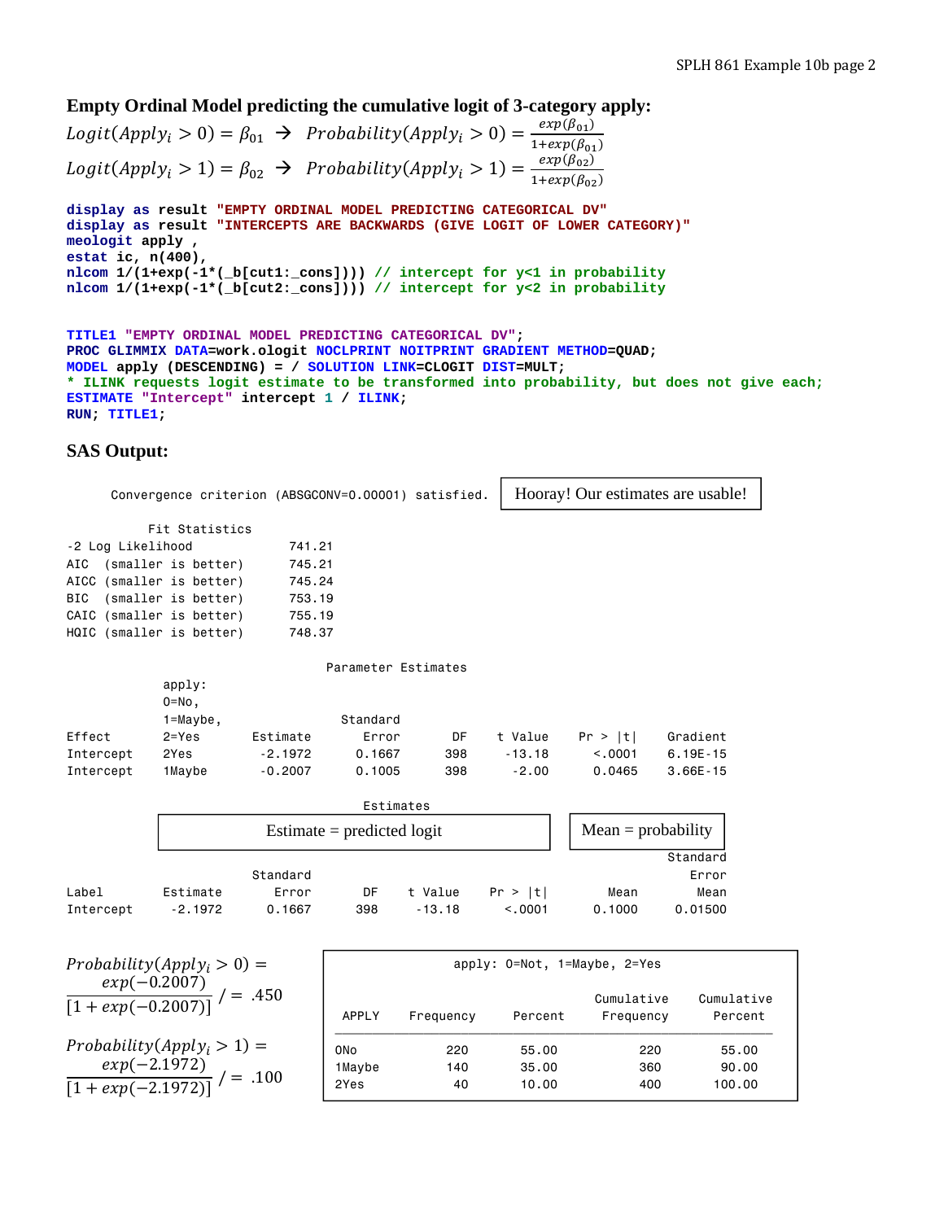### Empty Ordinal Model predicting the cumulative logit of 3-category apply:

$$Logit(Apply_i > 0) = \beta_{01} \rightarrow Probability(Apply_i > 0) = \frac{exp(\beta_{01})}{1+exp(\beta_{01})}$$

$$Logit(Apply_i > 1) = \beta_{02} \rightarrow Probability(Apply_i > 1) = \frac{exp(\beta_{02})}{1+exp(\beta_{02})}$$

```
display as result "EMPTY ORDINAL MODEL PREDICTING CATEGORICAL DV"
display as result "INTERCEPTS ARE BACKWARDS (GIVE LOGIT OF LOWER CATEGORY)"
meologit apply ,
estat ic, n(400),
nlcom 1/(1+exp(-1*(_b[cut1:_cons]))) // intercept for y<1 in probability
nlcom 1/(1+exp(-1*(_b[cut2:_cons]))) // intercept for y<2 in probability
```

```
TITLE1 "EMPTY ORDINAL MODEL PREDICTING CATEGORICAL DV";
PROC GLIMMIX DATA=work.ologit NOCLPRINT NOITPRINT GRADIENT METHOD=QUAD;
MODEL apply (DESCENDING) = / SOLUTION LINK=CLOGIT DIST=MULT;
* ILINK requests logit estimate to be transformed into probability, but does not give each;
ESTIMATE "Intercept" intercept 1 / ILINK;
RUN; TITLE1;
```

### SAS Output:

```
      Convergence criterion (ABSGCONV=0.00001) satisfied.
```

Hooray! Our estimates are usable!

**Fit Statistics**

| Statistic | Value |
|---|---|
| -2 Log Likelihood | 741.21 |
| AIC (smaller is better) | 745.21 |
| AICC (smaller is better) | 745.24 |
| BIC (smaller is better) | 753.19 |
| CAIC (smaller is better) | 755.19 |
| HQIC (smaller is better) | 748.37 |

**Parameter Estimates**

| Effect | apply: 0=No, 1=Maybe, 2=Yes | Estimate | Standard Error | DF | t Value | Pr > \|t\| | Gradient |
|---|---|---|---|---|---|---|---|
| Intercept | 2Yes | -2.1972 | 0.1667 | 398 | -13.18 | <.0001 | 6.19E-15 |
| Intercept | 1Maybe | -0.2007 | 0.1005 | 398 | -2.00 | 0.0465 | 3.66E-15 |

**Estimates**

Estimate = predicted logit; Mean = probability

| Label | Estimate | Standard Error | DF | t Value | Pr > \|t\| | Mean | Standard Error Mean |
|---|---|---|---|---|---|---|---|
| Intercept | -2.1972 | 0.1667 | 398 | -13.18 | <.0001 | 0.1000 | 0.01500 |

$$Probability(Apply_i > 0) = \frac{exp(-0.2007)}{[1+exp(-0.2007)]} / = .450$$

$$Probability(Apply_i > 1) = \frac{exp(-2.1972)}{[1+exp(-2.1972)]} / = .100$$

**apply: 0=Not, 1=Maybe, 2=Yes**

| APPLY | Frequency | Percent | Cumulative Frequency | Cumulative Percent |
|---|---|---|---|---|
| 0No | 220 | 55.00 | 220 | 55.00 |
| 1Maybe | 140 | 35.00 | 360 | 90.00 |
| 2Yes | 40 | 10.00 | 400 | 100.00 |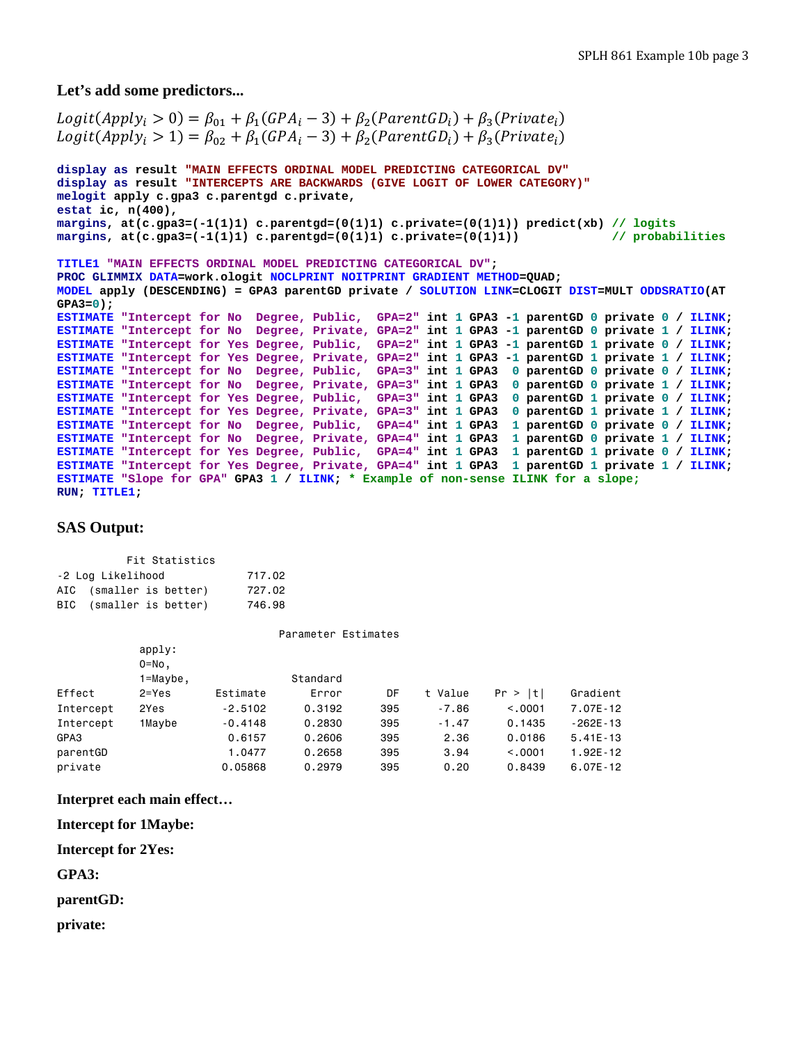**Let's add some predictors...**

$$Logit(Apply_i > 0) = \beta_{01} + \beta_1(GPA_i - 3) + \beta_2(ParentGD_i) + \beta_3(Private_i)$$
$$Logit(Apply_i > 1) = \beta_{02} + \beta_1(GPA_i - 3) + \beta_2(ParentGD_i) + \beta_3(Private_i)$$

```
display as result "MAIN EFFECTS ORDINAL MODEL PREDICTING CATEGORICAL DV"
display as result "INTERCEPTS ARE BACKWARDS (GIVE LOGIT OF LOWER CATEGORY)"
melogit apply c.gpa3 c.parentgd c.private,
estat ic, n(400),
margins, at(c.gpa3=(-1(1)1) c.parentgd=(0(1)1) c.private=(0(1)1)) predict(xb) // logits
margins, at(c.gpa3=(-1(1)1) c.parentgd=(0(1)1) c.private=(0(1)1))             // probabilities

TITLE1 "MAIN EFFECTS ORDINAL MODEL PREDICTING CATEGORICAL DV";
PROC GLIMMIX DATA=work.ologit NOCLPRINT NOITPRINT GRADIENT METHOD=QUAD;
MODEL apply (DESCENDING) = GPA3 parentGD private / SOLUTION LINK=CLOGIT DIST=MULT ODDSRATIO(AT
GPA3=0);
ESTIMATE "Intercept for No  Degree, Public,  GPA=2" int 1 GPA3 -1 parentGD 0 private 0 / ILINK;
ESTIMATE "Intercept for No  Degree, Private, GPA=2" int 1 GPA3 -1 parentGD 0 private 1 / ILINK;
ESTIMATE "Intercept for Yes Degree, Public,  GPA=2" int 1 GPA3 -1 parentGD 1 private 0 / ILINK;
ESTIMATE "Intercept for Yes Degree, Private, GPA=2" int 1 GPA3 -1 parentGD 1 private 1 / ILINK;
ESTIMATE "Intercept for No  Degree, Public,  GPA=3" int 1 GPA3  0 parentGD 0 private 0 / ILINK;
ESTIMATE "Intercept for No  Degree, Private, GPA=3" int 1 GPA3  0 parentGD 0 private 1 / ILINK;
ESTIMATE "Intercept for Yes Degree, Public,  GPA=3" int 1 GPA3  0 parentGD 1 private 0 / ILINK;
ESTIMATE "Intercept for Yes Degree, Private, GPA=3" int 1 GPA3  0 parentGD 1 private 1 / ILINK;
ESTIMATE "Intercept for No  Degree, Public,  GPA=4" int 1 GPA3  1 parentGD 0 private 0 / ILINK;
ESTIMATE "Intercept for No  Degree, Private, GPA=4" int 1 GPA3  1 parentGD 0 private 1 / ILINK;
ESTIMATE "Intercept for Yes Degree, Public,  GPA=4" int 1 GPA3  1 parentGD 1 private 0 / ILINK;
ESTIMATE "Intercept for Yes Degree, Private, GPA=4" int 1 GPA3  1 parentGD 1 private 1 / ILINK;
ESTIMATE "Slope for GPA" GPA3 1 / ILINK; * Example of non-sense ILINK for a slope;
RUN; TITLE1;
```

**SAS Output:**

```
          Fit Statistics
-2 Log Likelihood           717.02
AIC  (smaller is better)    727.02
BIC  (smaller is better)    746.98
```

Parameter Estimates

| Effect | apply: 0=No, 1=Maybe, 2=Yes | Estimate | Standard Error | DF | t Value | Pr > \|t\| | Gradient |
|---|---|---|---|---|---|---|---|
| Intercept | 2Yes | -2.5102 | 0.3192 | 395 | -7.86 | <.0001 | 7.07E-12 |
| Intercept | 1Maybe | -0.4148 | 0.2830 | 395 | -1.47 | 0.1435 | -262E-13 |
| GPA3 | | 0.6157 | 0.2606 | 395 | 2.36 | 0.0186 | 5.41E-13 |
| parentGD | | 1.0477 | 0.2658 | 395 | 3.94 | <.0001 | 1.92E-12 |
| private | | 0.05868 | 0.2979 | 395 | 0.20 | 0.8439 | 6.07E-12 |

**Interpret each main effect…**

**Intercept for 1Maybe:**

**Intercept for 2Yes:**

**GPA3:**

**parentGD:**

**private:**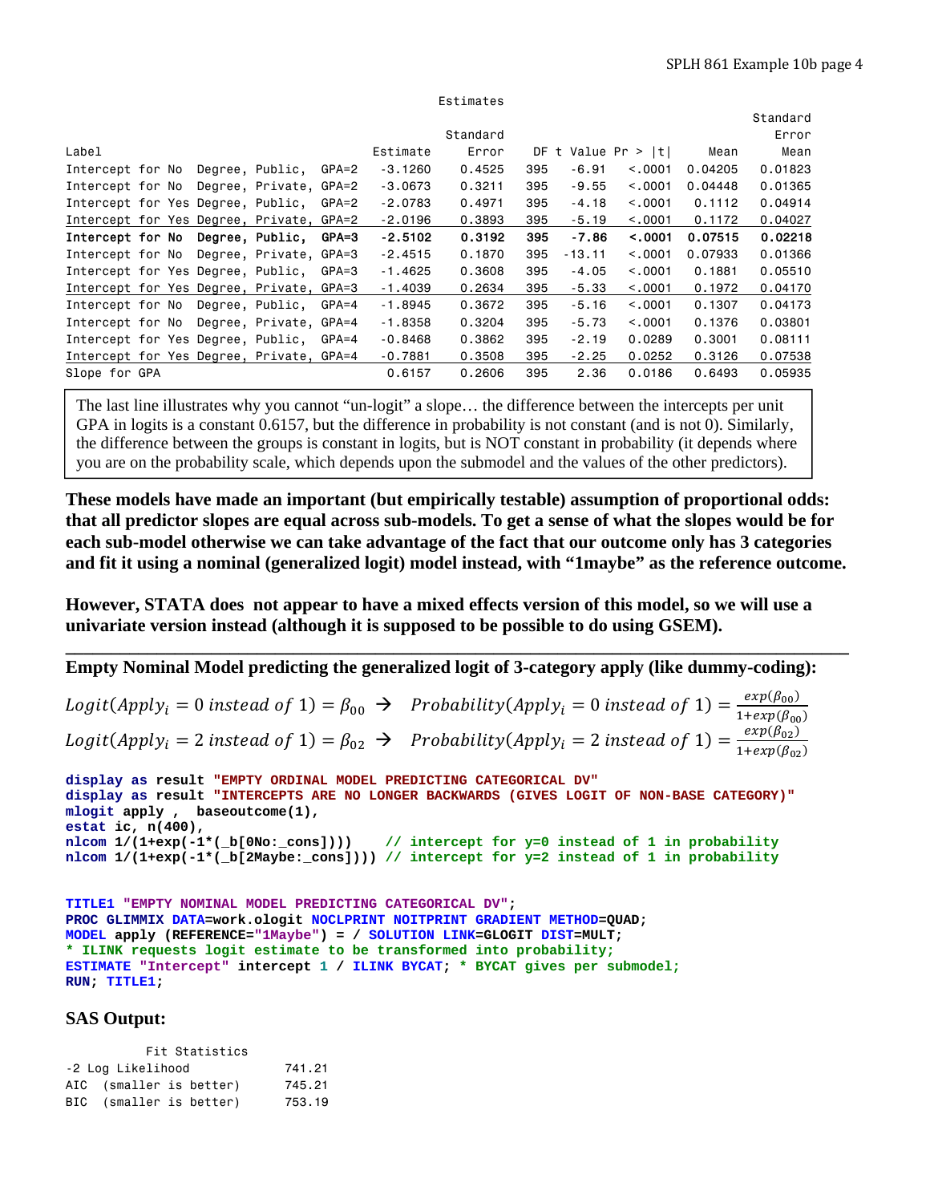Estimates

| Label | Estimate | Standard Error | DF | t Value | Pr > \|t\| | Mean | Standard Error Mean |
|---|---|---|---|---|---|---|---|
| Intercept for No Degree, Public, GPA=2 | -3.1260 | 0.4525 | 395 | -6.91 | <.0001 | 0.04205 | 0.01823 |
| Intercept for No Degree, Private, GPA=2 | -3.0673 | 0.3211 | 395 | -9.55 | <.0001 | 0.04448 | 0.01365 |
| Intercept for Yes Degree, Public, GPA=2 | -2.0783 | 0.4971 | 395 | -4.18 | <.0001 | 0.1112 | 0.04914 |
| Intercept for Yes Degree, Private, GPA=2 | -2.0196 | 0.3893 | 395 | -5.19 | <.0001 | 0.1172 | 0.04027 |
| **Intercept for No Degree, Public, GPA=3** | **-2.5102** | **0.3192** | **395** | **-7.86** | **<.0001** | **0.07515** | **0.02218** |
| Intercept for No Degree, Private, GPA=3 | -2.4515 | 0.1870 | 395 | -13.11 | <.0001 | 0.07933 | 0.01366 |
| Intercept for Yes Degree, Public, GPA=3 | -1.4625 | 0.3608 | 395 | -4.05 | <.0001 | 0.1881 | 0.05510 |
| Intercept for Yes Degree, Private, GPA=3 | -1.4039 | 0.2634 | 395 | -5.33 | <.0001 | 0.1972 | 0.04170 |
| Intercept for No Degree, Public, GPA=4 | -1.8945 | 0.3672 | 395 | -5.16 | <.0001 | 0.1307 | 0.04173 |
| Intercept for No Degree, Private, GPA=4 | -1.8358 | 0.3204 | 395 | -5.73 | <.0001 | 0.1376 | 0.03801 |
| Intercept for Yes Degree, Public, GPA=4 | -0.8468 | 0.3862 | 395 | -2.19 | 0.0289 | 0.3001 | 0.08111 |
| Intercept for Yes Degree, Private, GPA=4 | -0.7881 | 0.3508 | 395 | -2.25 | 0.0252 | 0.3126 | 0.07538 |
| Slope for GPA | 0.6157 | 0.2606 | 395 | 2.36 | 0.0186 | 0.6493 | 0.05935 |

The last line illustrates why you cannot "un-logit" a slope… the difference between the intercepts per unit GPA in logits is a constant 0.6157, but the difference in probability is not constant (and is not 0). Similarly, the difference between the groups is constant in logits, but is NOT constant in probability (it depends where you are on the probability scale, which depends upon the submodel and the values of the other predictors).

**These models have made an important (but empirically testable) assumption of proportional odds: that all predictor slopes are equal across sub-models. To get a sense of what the slopes would be for each sub-model otherwise we can take advantage of the fact that our outcome only has 3 categories and fit it using a nominal (generalized logit) model instead, with "1maybe" as the reference outcome.**

**However, STATA does not appear to have a mixed effects version of this model, so we will use a univariate version instead (although it is supposed to be possible to do using GSEM).**

---

**Empty Nominal Model predicting the generalized logit of 3-category apply (like dummy-coding):**

$$Logit(Apply_i = 0 \text{ instead of } 1) = \beta_{00} \rightarrow \quad Probability(Apply_i = 0 \text{ instead of } 1) = \frac{exp(\beta_{00})}{1+exp(\beta_{00})}$$

$$Logit(Apply_i = 2 \text{ instead of } 1) = \beta_{02} \rightarrow \quad Probability(Apply_i = 2 \text{ instead of } 1) = \frac{exp(\beta_{02})}{1+exp(\beta_{02})}$$

```
display as result "EMPTY ORDINAL MODEL PREDICTING CATEGORICAL DV"
display as result "INTERCEPTS ARE NO LONGER BACKWARDS (GIVES LOGIT OF NON-BASE CATEGORY)"
mlogit apply ,  baseoutcome(1),
estat ic, n(400),
nlcom 1/(1+exp(-1*(_b[0No:_cons])))    // intercept for y=0 instead of 1 in probability
nlcom 1/(1+exp(-1*(_b[2Maybe:_cons]))) // intercept for y=2 instead of 1 in probability
```

```
TITLE1 "EMPTY NOMINAL MODEL PREDICTING CATEGORICAL DV";
PROC GLIMMIX DATA=work.ologit NOCLPRINT NOITPRINT GRADIENT METHOD=QUAD;
MODEL apply (REFERENCE="1Maybe") = / SOLUTION LINK=GLOGIT DIST=MULT;
* ILINK requests logit estimate to be transformed into probability;
ESTIMATE "Intercept" intercept 1 / ILINK BYCAT; * BYCAT gives per submodel;
RUN; TITLE1;
```

**SAS Output:**

Fit Statistics

| | |
|---|---|
| -2 Log Likelihood | 741.21 |
| AIC (smaller is better) | 745.21 |
| BIC (smaller is better) | 753.19 |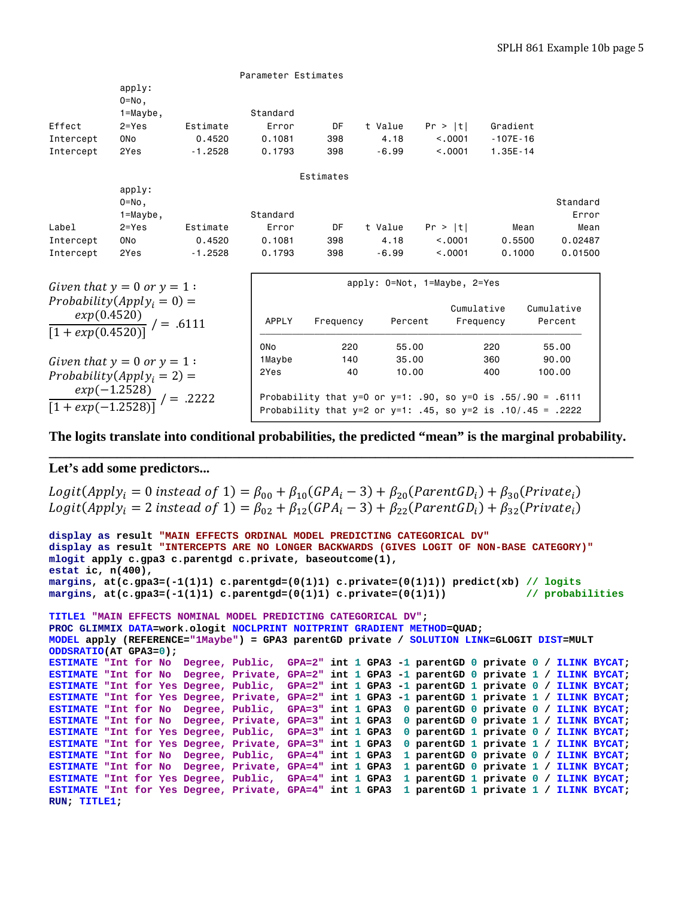Parameter Estimates

| Effect | apply: 0=No, 1=Maybe, 2=Yes | Estimate | Standard Error | DF | t Value | Pr > \|t\| | Gradient |
|---|---|---|---|---|---|---|---|
| Intercept | 0No | 0.4520 | 0.1081 | 398 | 4.18 | <.0001 | -107E-16 |
| Intercept | 2Yes | -1.2528 | 0.1793 | 398 | -6.99 | <.0001 | 1.35E-14 |

Estimates

| Label | apply: 0=No, 1=Maybe, 2=Yes | Estimate | Standard Error | DF | t Value | Pr > \|t\| | Mean | Standard Error Mean |
|---|---|---|---|---|---|---|---|---|
| Intercept | 0No | 0.4520 | 0.1081 | 398 | 4.18 | <.0001 | 0.5500 | 0.02487 |
| Intercept | 2Yes | -1.2528 | 0.1793 | 398 | -6.99 | <.0001 | 0.1000 | 0.01500 |

*Given that* $y = 0$ *or* $y = 1$:
$$Probability(Apply_i = 0) = \frac{exp(0.4520)}{[1 + exp(0.4520)]} / = .6111$$

*Given that* $y = 0$ *or* $y = 1$:
$$Probability(Apply_i = 2) = \frac{exp(-1.2528)}{[1 + exp(-1.2528)]} / = .2222$$

apply: 0=Not, 1=Maybe, 2=Yes

| APPLY | Frequency | Percent | Cumulative Frequency | Cumulative Percent |
|---|---|---|---|---|
| 0No | 220 | 55.00 | 220 | 55.00 |
| 1Maybe | 140 | 35.00 | 360 | 90.00 |
| 2Yes | 40 | 10.00 | 400 | 100.00 |

Probability that y=0 or y=1: .90, so y=0 is .55/.90 = .6111
Probability that y=2 or y=1: .45, so y=2 is .10/.45 = .2222

**The logits translate into conditional probabilities, the predicted "mean" is the marginal probability.**

---

**Let's add some predictors...**

$$Logit(Apply_i = 0 \text{ instead of } 1) = \beta_{00} + \beta_{10}(GPA_i - 3) + \beta_{20}(ParentGD_i) + \beta_{30}(Private_i)$$
$$Logit(Apply_i = 2 \text{ instead of } 1) = \beta_{02} + \beta_{12}(GPA_i - 3) + \beta_{22}(ParentGD_i) + \beta_{32}(Private_i)$$

```
display as result "MAIN EFFECTS ORDINAL MODEL PREDICTING CATEGORICAL DV"
display as result "INTERCEPTS ARE NO LONGER BACKWARDS (GIVES LOGIT OF NON-BASE CATEGORY)"
mlogit apply c.gpa3 c.parentgd c.private, baseoutcome(1),
estat ic, n(400),
margins, at(c.gpa3=(-1(1)1) c.parentgd=(0(1)1) c.private=(0(1)1)) predict(xb) // logits
margins, at(c.gpa3=(-1(1)1) c.parentgd=(0(1)1) c.private=(0(1)1))             // probabilities

TITLE1 "MAIN EFFECTS NOMINAL MODEL PREDICTING CATEGORICAL DV";
PROC GLIMMIX DATA=work.ologit NOCLPRINT NOITPRINT GRADIENT METHOD=QUAD;
MODEL apply (REFERENCE="1Maybe") = GPA3 parentGD private / SOLUTION LINK=GLOGIT DIST=MULT
ODDSRATIO(AT GPA3=0);
ESTIMATE "Int for No  Degree, Public,  GPA=2" int 1 GPA3 -1 parentGD 0 private 0 / ILINK BYCAT;
ESTIMATE "Int for No  Degree, Private, GPA=2" int 1 GPA3 -1 parentGD 0 private 1 / ILINK BYCAT;
ESTIMATE "Int for Yes Degree, Public,  GPA=2" int 1 GPA3 -1 parentGD 1 private 0 / ILINK BYCAT;
ESTIMATE "Int for Yes Degree, Private, GPA=2" int 1 GPA3 -1 parentGD 1 private 1 / ILINK BYCAT;
ESTIMATE "Int for No  Degree, Public,  GPA=3" int 1 GPA3  0 parentGD 0 private 0 / ILINK BYCAT;
ESTIMATE "Int for No  Degree, Private, GPA=3" int 1 GPA3  0 parentGD 0 private 1 / ILINK BYCAT;
ESTIMATE "Int for Yes Degree, Public,  GPA=3" int 1 GPA3  0 parentGD 1 private 0 / ILINK BYCAT;
ESTIMATE "Int for Yes Degree, Private, GPA=3" int 1 GPA3  0 parentGD 1 private 1 / ILINK BYCAT;
ESTIMATE "Int for No  Degree, Public,  GPA=4" int 1 GPA3  1 parentGD 0 private 0 / ILINK BYCAT;
ESTIMATE "Int for No  Degree, Private, GPA=4" int 1 GPA3  1 parentGD 0 private 1 / ILINK BYCAT;
ESTIMATE "Int for Yes Degree, Public,  GPA=4" int 1 GPA3  1 parentGD 1 private 0 / ILINK BYCAT;
ESTIMATE "Int for Yes Degree, Private, GPA=4" int 1 GPA3  1 parentGD 1 private 1 / ILINK BYCAT;
RUN; TITLE1;
```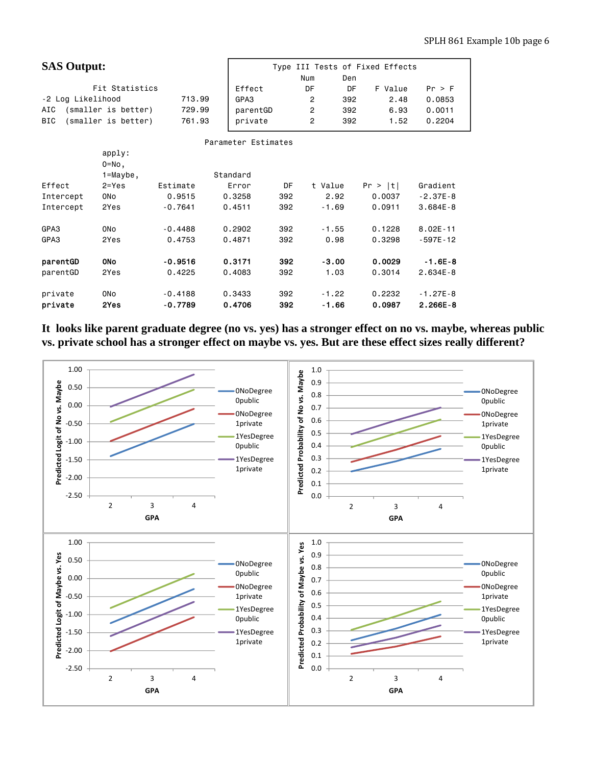## SAS Output:

```
         Fit Statistics
-2 Log Likelihood            713.99
AIC  (smaller is better)     729.99
BIC  (smaller is better)     761.93
```

```
            Type III Tests of Fixed Effects
                   Num      Den
Effect              DF       DF    F Value    Pr > F
GPA3                 2      392       2.48    0.0853
parentGD             2      392       6.93    0.0011
private              2      392       1.52    0.2204
```

```
                                   Parameter Estimates

               apply:
               0=No,
               1=Maybe,                    Standard
Effect         2=Yes        Estimate          Error      DF    t Value    Pr > |t|     Gradient
Intercept      0No            0.9515         0.3258     392       2.92      0.0037     -2.37E-8
Intercept      2Yes          -0.7641         0.4511     392      -1.69      0.0911     3.684E-8

GPA3           0No           -0.4488         0.2902     392      -1.55      0.1228     8.02E-11
GPA3           2Yes           0.4753         0.4871     392       0.98      0.3298     -597E-12

parentGD       0No           -0.9516         0.3171     392      -3.00      0.0029      -1.6E-8
parentGD       2Yes           0.4225         0.4083     392       1.03      0.3014     2.634E-8

private        0No           -0.4188         0.3433     392      -1.22      0.2232     -1.27E-8
private        2Yes          -0.7789         0.4706     392      -1.66      0.0987     2.266E-8
```

**It looks like parent graduate degree (no vs. yes) has a stronger effect on no vs. maybe, whereas public vs. private school has a stronger effect on maybe vs. yes. But are these effect sizes really different?**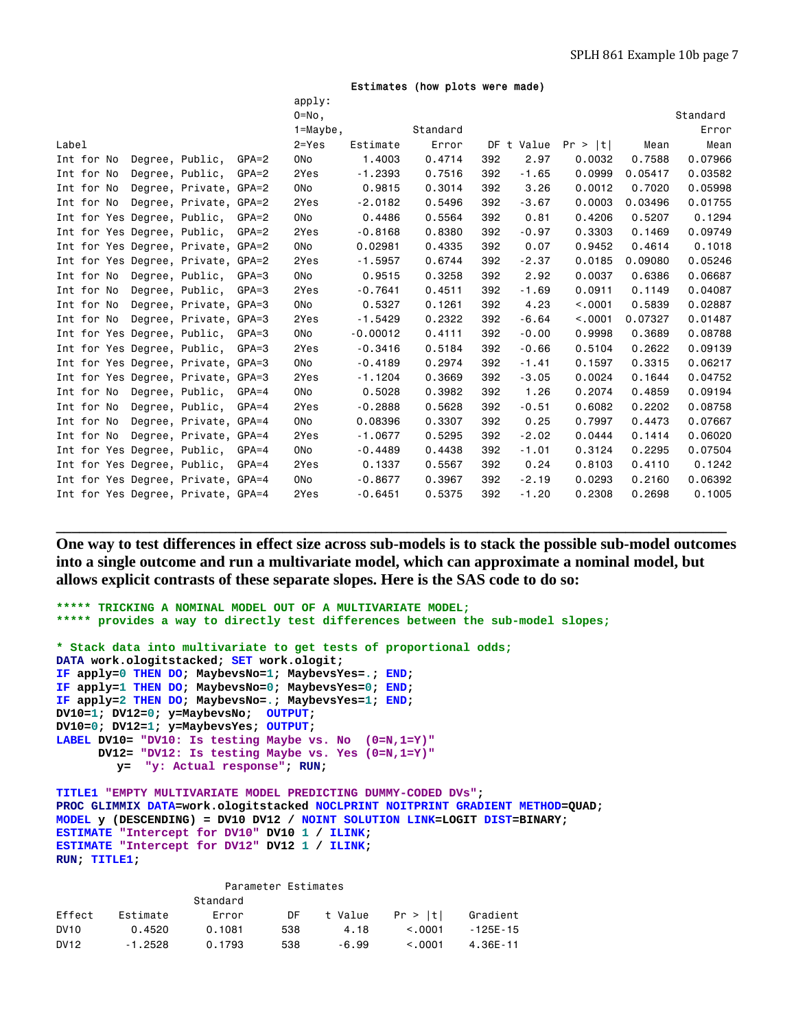**Estimates (how plots were made)**

| Label | apply: 0=No, 1=Maybe, 2=Yes | Estimate | Standard Error | DF | t Value | Pr > \|t\| | Mean | Standard Error Mean |
|---|---|---|---|---|---|---|---|---|
| Int for No Degree, Public, GPA=2 | 0No | 1.4003 | 0.4714 | 392 | 2.97 | 0.0032 | 0.7588 | 0.07966 |
| Int for No Degree, Public, GPA=2 | 2Yes | -1.2393 | 0.7516 | 392 | -1.65 | 0.0999 | 0.05417 | 0.03582 |
| Int for No Degree, Private, GPA=2 | 0No | 0.9815 | 0.3014 | 392 | 3.26 | 0.0012 | 0.7020 | 0.05998 |
| Int for No Degree, Private, GPA=2 | 2Yes | -2.0182 | 0.5496 | 392 | -3.67 | 0.0003 | 0.03496 | 0.01755 |
| Int for Yes Degree, Public, GPA=2 | 0No | 0.4486 | 0.5564 | 392 | 0.81 | 0.4206 | 0.5207 | 0.1294 |
| Int for Yes Degree, Public, GPA=2 | 2Yes | -0.8168 | 0.8380 | 392 | -0.97 | 0.3303 | 0.1469 | 0.09749 |
| Int for Yes Degree, Private, GPA=2 | 0No | 0.02981 | 0.4335 | 392 | 0.07 | 0.9452 | 0.4614 | 0.1018 |
| Int for Yes Degree, Private, GPA=2 | 2Yes | -1.5957 | 0.6744 | 392 | -2.37 | 0.0185 | 0.09080 | 0.05246 |
| Int for No Degree, Public, GPA=3 | 0No | 0.9515 | 0.3258 | 392 | 2.92 | 0.0037 | 0.6386 | 0.06687 |
| Int for No Degree, Public, GPA=3 | 2Yes | -0.7641 | 0.4511 | 392 | -1.69 | 0.0911 | 0.1149 | 0.04087 |
| Int for No Degree, Private, GPA=3 | 0No | 0.5327 | 0.1261 | 392 | 4.23 | <.0001 | 0.5839 | 0.02887 |
| Int for No Degree, Private, GPA=3 | 2Yes | -1.5429 | 0.2322 | 392 | -6.64 | <.0001 | 0.07327 | 0.01487 |
| Int for Yes Degree, Public, GPA=3 | 0No | -0.00012 | 0.4111 | 392 | -0.00 | 0.9998 | 0.3689 | 0.08788 |
| Int for Yes Degree, Public, GPA=3 | 2Yes | -0.3416 | 0.5184 | 392 | -0.66 | 0.5104 | 0.2622 | 0.09139 |
| Int for Yes Degree, Private, GPA=3 | 0No | -0.4189 | 0.2974 | 392 | -1.41 | 0.1597 | 0.3315 | 0.06217 |
| Int for Yes Degree, Private, GPA=3 | 2Yes | -1.1204 | 0.3669 | 392 | -3.05 | 0.0024 | 0.1644 | 0.04752 |
| Int for No Degree, Public, GPA=4 | 0No | 0.5028 | 0.3982 | 392 | 1.26 | 0.2074 | 0.4859 | 0.09194 |
| Int for No Degree, Public, GPA=4 | 2Yes | -0.2888 | 0.5628 | 392 | -0.51 | 0.6082 | 0.2202 | 0.08758 |
| Int for No Degree, Private, GPA=4 | 0No | 0.08396 | 0.3307 | 392 | 0.25 | 0.7997 | 0.4473 | 0.07667 |
| Int for No Degree, Private, GPA=4 | 2Yes | -1.0677 | 0.5295 | 392 | -2.02 | 0.0444 | 0.1414 | 0.06020 |
| Int for Yes Degree, Public, GPA=4 | 0No | -0.4489 | 0.4438 | 392 | -1.01 | 0.3124 | 0.2295 | 0.07504 |
| Int for Yes Degree, Public, GPA=4 | 2Yes | 0.1337 | 0.5567 | 392 | 0.24 | 0.8103 | 0.4110 | 0.1242 |
| Int for Yes Degree, Private, GPA=4 | 0No | -0.8677 | 0.3967 | 392 | -2.19 | 0.0293 | 0.2160 | 0.06392 |
| Int for Yes Degree, Private, GPA=4 | 2Yes | -0.6451 | 0.5375 | 392 | -1.20 | 0.2308 | 0.2698 | 0.1005 |

---

**One way to test differences in effect size across sub-models is to stack the possible sub-model outcomes into a single outcome and run a multivariate model, which can approximate a nominal model, but allows explicit contrasts of these separate slopes. Here is the SAS code to do so:**

```
***** TRICKING A NOMINAL MODEL OUT OF A MULTIVARIATE MODEL;
***** provides a way to directly test differences between the sub-model slopes;

* Stack data into multivariate to get tests of proportional odds;
DATA work.ologitstacked; SET work.ologit;
IF apply=0 THEN DO; MaybevsNo=1; MaybevsYes=.; END;
IF apply=1 THEN DO; MaybevsNo=0; MaybevsYes=0; END;
IF apply=2 THEN DO; MaybevsNo=.; MaybevsYes=1; END;
DV10=1; DV12=0; y=MaybevsNo;  OUTPUT;
DV10=0; DV12=1; y=MaybevsYes; OUTPUT;
LABEL DV10= "DV10: Is testing Maybe vs. No  (0=N,1=Y)"
      DV12= "DV12: Is testing Maybe vs. Yes (0=N,1=Y)"
         y=  "y: Actual response"; RUN;

TITLE1 "EMPTY MULTIVARIATE MODEL PREDICTING DUMMY-CODED DVs";
PROC GLIMMIX DATA=work.ologitstacked NOCLPRINT NOITPRINT GRADIENT METHOD=QUAD;
MODEL y (DESCENDING) = DV10 DV12 / NOINT SOLUTION LINK=LOGIT DIST=BINARY;
ESTIMATE "Intercept for DV10" DV10 1 / ILINK;
ESTIMATE "Intercept for DV12" DV12 1 / ILINK;
RUN; TITLE1;
```

**Parameter Estimates**

| Effect | Estimate | Standard Error | DF | t Value | Pr > \|t\| | Gradient |
|---|---|---|---|---|---|---|
| DV10 | 0.4520 | 0.1081 | 538 | 4.18 | <.0001 | -125E-15 |
| DV12 | -1.2528 | 0.1793 | 538 | -6.99 | <.0001 | 4.36E-11 |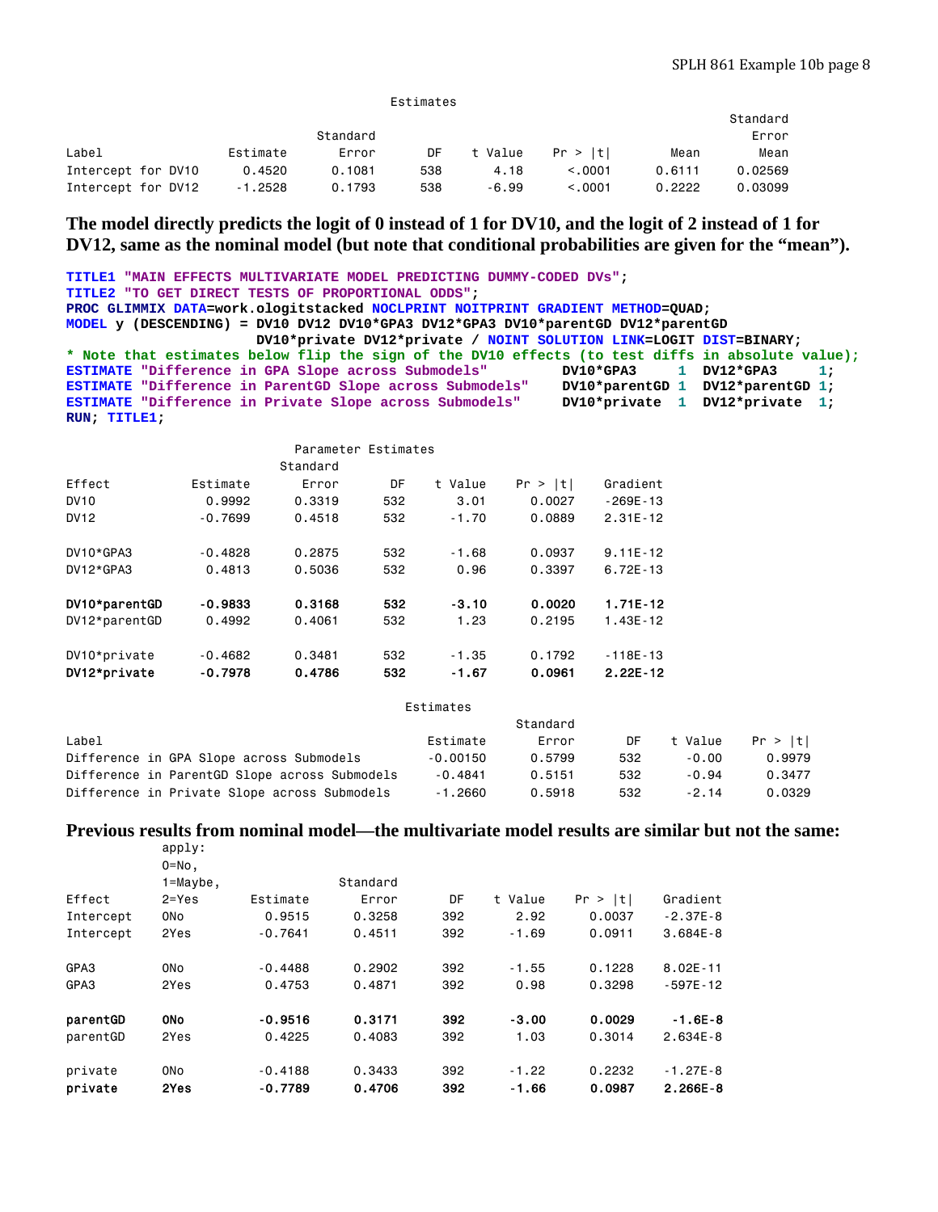Estimates

| Label | Estimate | Standard Error | DF | t Value | Pr > \|t\| | Mean | Standard Error Mean |
|---|---|---|---|---|---|---|---|
| Intercept for DV10 | 0.4520 | 0.1081 | 538 | 4.18 | <.0001 | 0.6111 | 0.02569 |
| Intercept for DV12 | -1.2528 | 0.1793 | 538 | -6.99 | <.0001 | 0.2222 | 0.03099 |

**The model directly predicts the logit of 0 instead of 1 for DV10, and the logit of 2 instead of 1 for DV12, same as the nominal model (but note that conditional probabilities are given for the "mean").**

```
TITLE1 "MAIN EFFECTS MULTIVARIATE MODEL PREDICTING DUMMY-CODED DVs";
TITLE2 "TO GET DIRECT TESTS OF PROPORTIONAL ODDS";
PROC GLIMMIX DATA=work.ologitstacked NOCLPRINT NOITPRINT GRADIENT METHOD=QUAD;
MODEL y (DESCENDING) = DV10 DV12 DV10*GPA3 DV12*GPA3 DV10*parentGD DV12*parentGD
                       DV10*private DV12*private / NOINT SOLUTION LINK=LOGIT DIST=BINARY;
* Note that estimates below flip the sign of the DV10 effects (to test diffs in absolute value);
ESTIMATE "Difference in GPA Slope across Submodels"       DV10*GPA3     1  DV12*GPA3     1;
ESTIMATE "Difference in ParentGD Slope across Submodels"  DV10*parentGD 1  DV12*parentGD 1;
ESTIMATE "Difference in Private Slope across Submodels"   DV10*private  1  DV12*private  1;
RUN; TITLE1;
```

Parameter Estimates

| Effect | Estimate | Standard Error | DF | t Value | Pr > \|t\| | Gradient |
|---|---|---|---|---|---|---|
| DV10 | 0.9992 | 0.3319 | 532 | 3.01 | 0.0027 | -269E-13 |
| DV12 | -0.7699 | 0.4518 | 532 | -1.70 | 0.0889 | 2.31E-12 |
| DV10*GPA3 | -0.4828 | 0.2875 | 532 | -1.68 | 0.0937 | 9.11E-12 |
| DV12*GPA3 | 0.4813 | 0.5036 | 532 | 0.96 | 0.3397 | 6.72E-13 |
| **DV10*parentGD** | **-0.9833** | **0.3168** | **532** | **-3.10** | **0.0020** | **1.71E-12** |
| DV12*parentGD | 0.4992 | 0.4061 | 532 | 1.23 | 0.2195 | 1.43E-12 |
| DV10*private | -0.4682 | 0.3481 | 532 | -1.35 | 0.1792 | -118E-13 |
| **DV12*private** | **-0.7978** | **0.4786** | **532** | **-1.67** | **0.0961** | **2.22E-12** |

Estimates

| Label | Estimate | Standard Error | DF | t Value | Pr > \|t\| |
|---|---|---|---|---|---|
| Difference in GPA Slope across Submodels | -0.00150 | 0.5799 | 532 | -0.00 | 0.9979 |
| Difference in ParentGD Slope across Submodels | -0.4841 | 0.5151 | 532 | -0.94 | 0.3477 |
| Difference in Private Slope across Submodels | -1.2660 | 0.5918 | 532 | -2.14 | 0.0329 |

**Previous results from nominal model—the multivariate model results are similar but not the same:**

| Effect | apply: 0=No, 1=Maybe, 2=Yes | Estimate | Standard Error | DF | t Value | Pr > \|t\| | Gradient |
|---|---|---|---|---|---|---|---|
| Intercept | 0No | 0.9515 | 0.3258 | 392 | 2.92 | 0.0037 | -2.37E-8 |
| Intercept | 2Yes | -0.7641 | 0.4511 | 392 | -1.69 | 0.0911 | 3.684E-8 |
| GPA3 | 0No | -0.4488 | 0.2902 | 392 | -1.55 | 0.1228 | 8.02E-11 |
| GPA3 | 2Yes | 0.4753 | 0.4871 | 392 | 0.98 | 0.3298 | -597E-12 |
| **parentGD** | **0No** | **-0.9516** | **0.3171** | **392** | **-3.00** | **0.0029** | **-1.6E-8** |
| parentGD | 2Yes | 0.4225 | 0.4083 | 392 | 1.03 | 0.3014 | 2.634E-8 |
| private | 0No | -0.4188 | 0.3433 | 392 | -1.22 | 0.2232 | -1.27E-8 |
| **private** | **2Yes** | **-0.7789** | **0.4706** | **392** | **-1.66** | **0.0987** | **2.266E-8** |